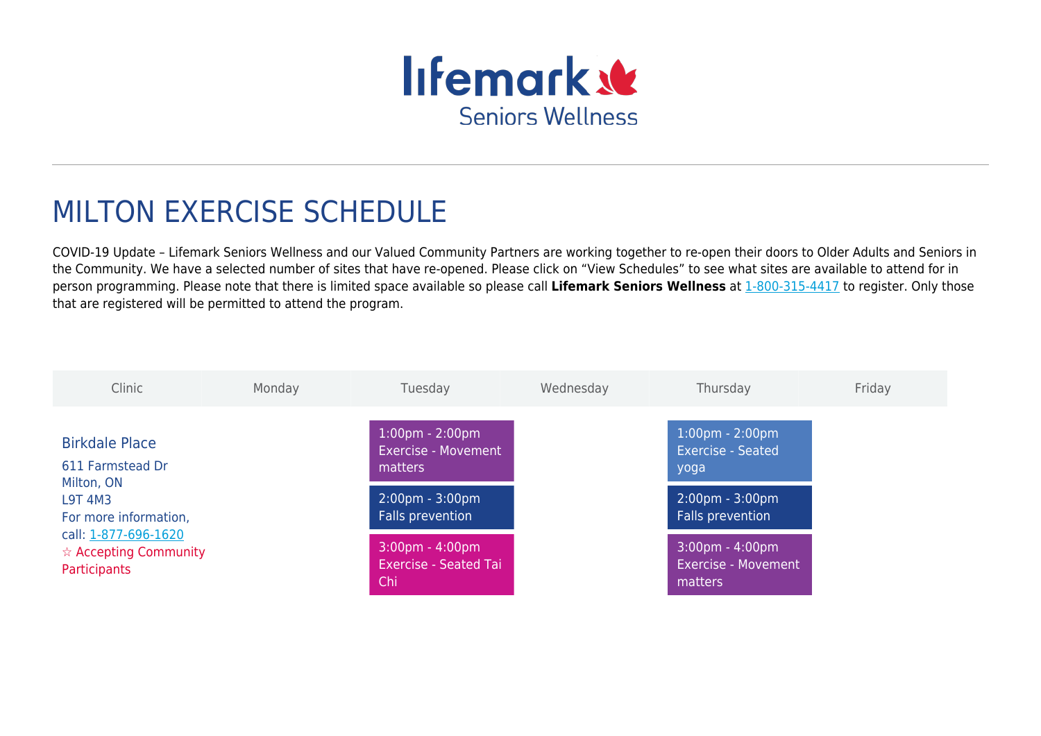Lifemark Seniors Wellness

# MILTON EXERCISE SCHEDULE

COVID-19 Update – Lifemark Seniors Wellness and our Valued Community Partners are working together to re-open their doors to Older Adults and Seniors in the Community. We have a selected number of sites that have re-opened. Please click on "View Schedules" to see what sites are available to attend for in person programming. Please note that there is limited space available so please call **Lifemark Seniors Wellness** at 1-800-315-4417 to register. Only those that are registered will be permitted to attend the program.

| Clinic | Monday | Tuesday | Wednesday | Thursday | Friday |
|---|---|---|---|---|---|
| Birkdale Place<br>611 Farmstead Dr<br>Milton, ON<br>L9T 4M3<br>For more information, call: 1-877-696-1620<br>☆ Accepting Community Participants | | 1:00pm - 2:00pm Exercise - Movement matters<br>2:00pm - 3:00pm Falls prevention<br>3:00pm - 4:00pm Exercise - Seated Tai Chi | | 1:00pm - 2:00pm Exercise - Seated yoga<br>2:00pm - 3:00pm Falls prevention<br>3:00pm - 4:00pm Exercise - Movement matters | |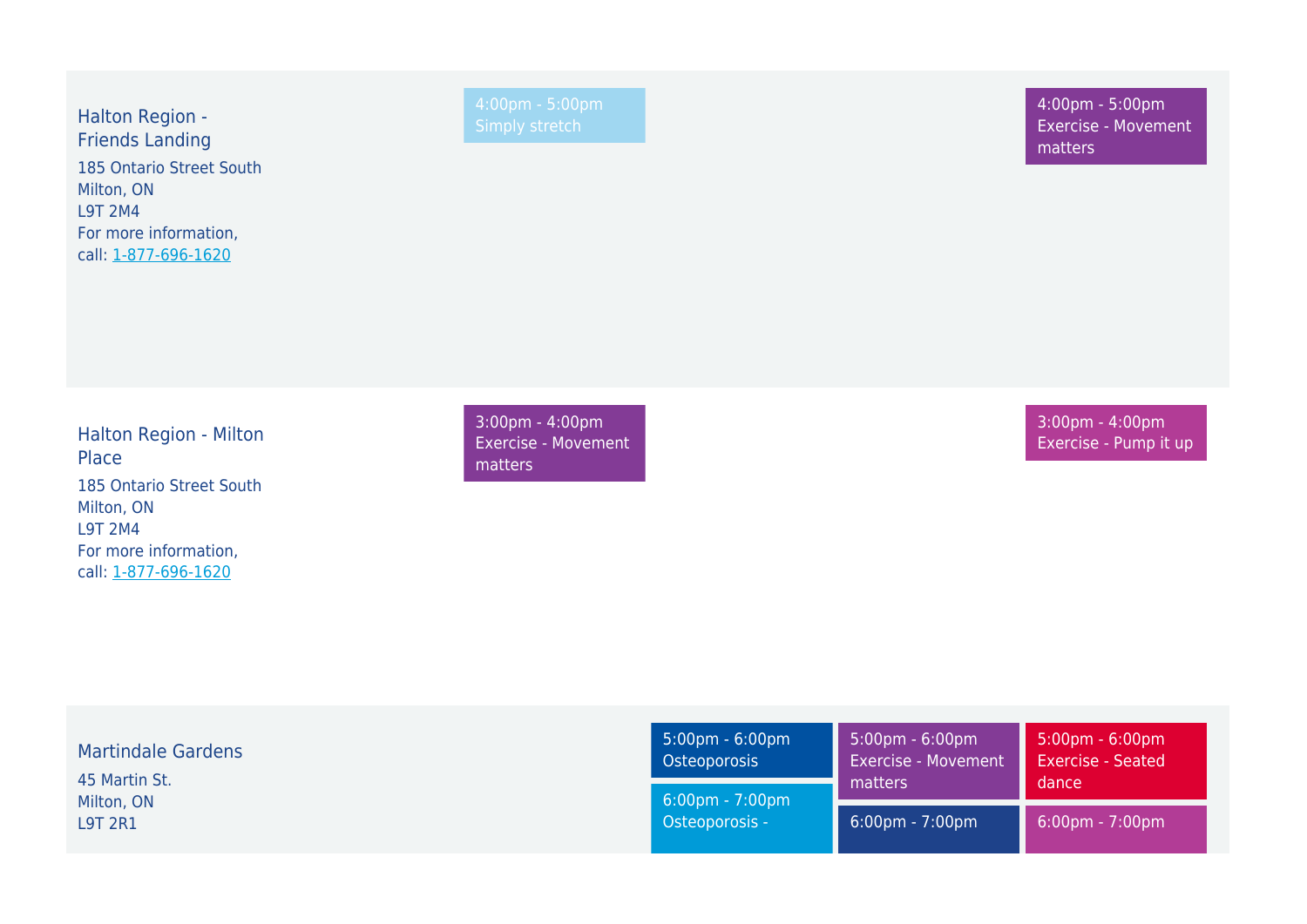| Location | | | | | |
|---|---|---|---|---|---|
| **Halton Region - Friends Landing**<br>185 Ontario Street South<br>Milton, ON<br>L9T 2M4<br>For more information, call: [1-877-696-1620](tel:1-877-696-1620) | | 4:00pm - 5:00pm<br>Simply stretch | | | 4:00pm - 5:00pm<br>Exercise - Movement matters |
| **Halton Region - Milton Place**<br>185 Ontario Street South<br>Milton, ON<br>L9T 2M4<br>For more information, call: [1-877-696-1620](tel:1-877-696-1620) | | 3:00pm - 4:00pm<br>Exercise - Movement matters | | | 3:00pm - 4:00pm<br>Exercise - Pump it up |
| **Martindale Gardens**<br>45 Martin St.<br>Milton, ON<br>L9T 2R1 | | | 5:00pm - 6:00pm<br>Osteoporosis<br><br>6:00pm - 7:00pm<br>Osteoporosis - | 5:00pm - 6:00pm<br>Exercise - Movement matters<br><br>6:00pm - 7:00pm | 5:00pm - 6:00pm<br>Exercise - Seated dance<br><br>6:00pm - 7:00pm |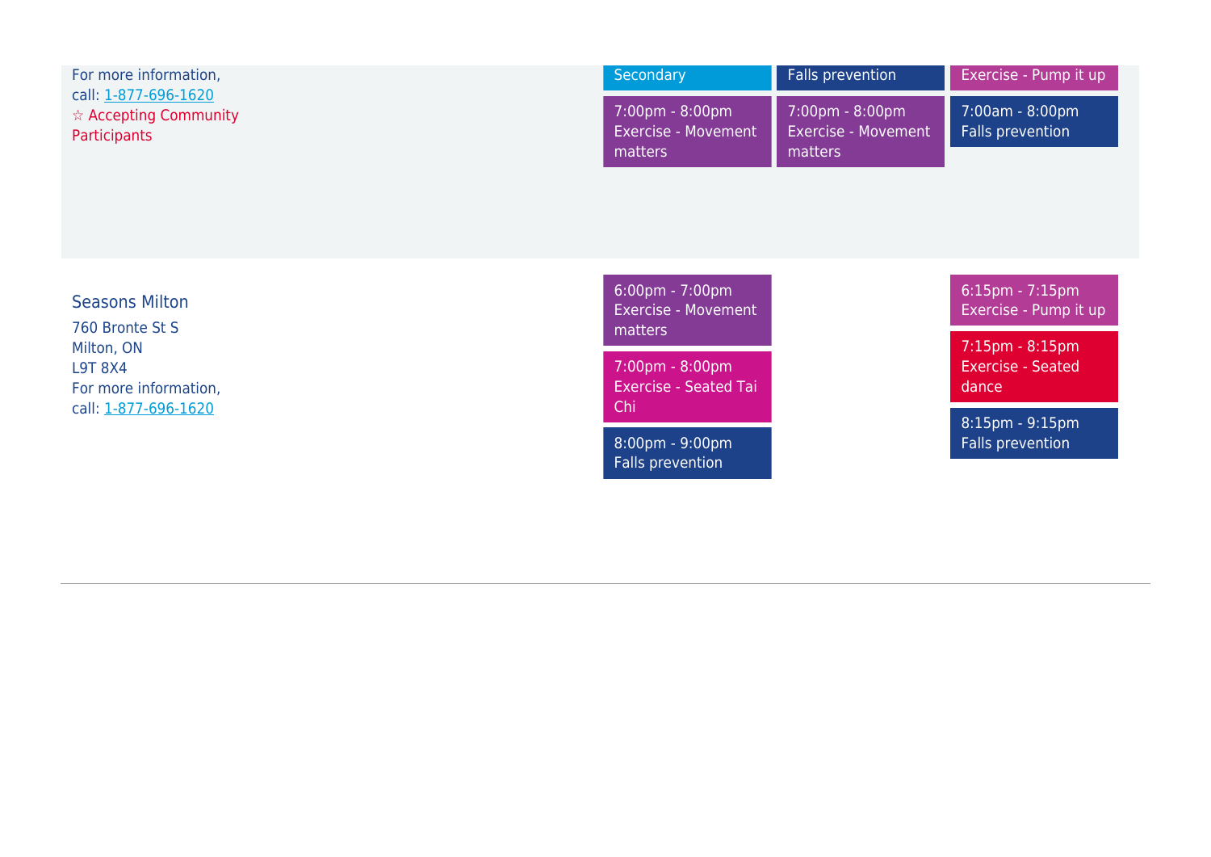| | | | | |
|---|---|---|---|---|
| For more information, call: 1-877-696-1620<br>☆ Accepting Community Participants | | Secondary<br><br>7:00pm - 8:00pm<br>Exercise - Movement matters | Falls prevention<br><br>7:00pm - 8:00pm<br>Exercise - Movement matters | Exercise - Pump it up<br><br>7:00am - 8:00pm<br>Falls prevention |
| Seasons Milton<br>760 Bronte St S<br>Milton, ON<br>L9T 8X4<br>For more information, call: 1-877-696-1620 | | 6:00pm - 7:00pm<br>Exercise - Movement matters<br><br>7:00pm - 8:00pm<br>Exercise - Seated Tai Chi<br><br>8:00pm - 9:00pm<br>Falls prevention | | 6:15pm - 7:15pm<br>Exercise - Pump it up<br><br>7:15pm - 8:15pm<br>Exercise - Seated dance<br><br>8:15pm - 9:15pm<br>Falls prevention |